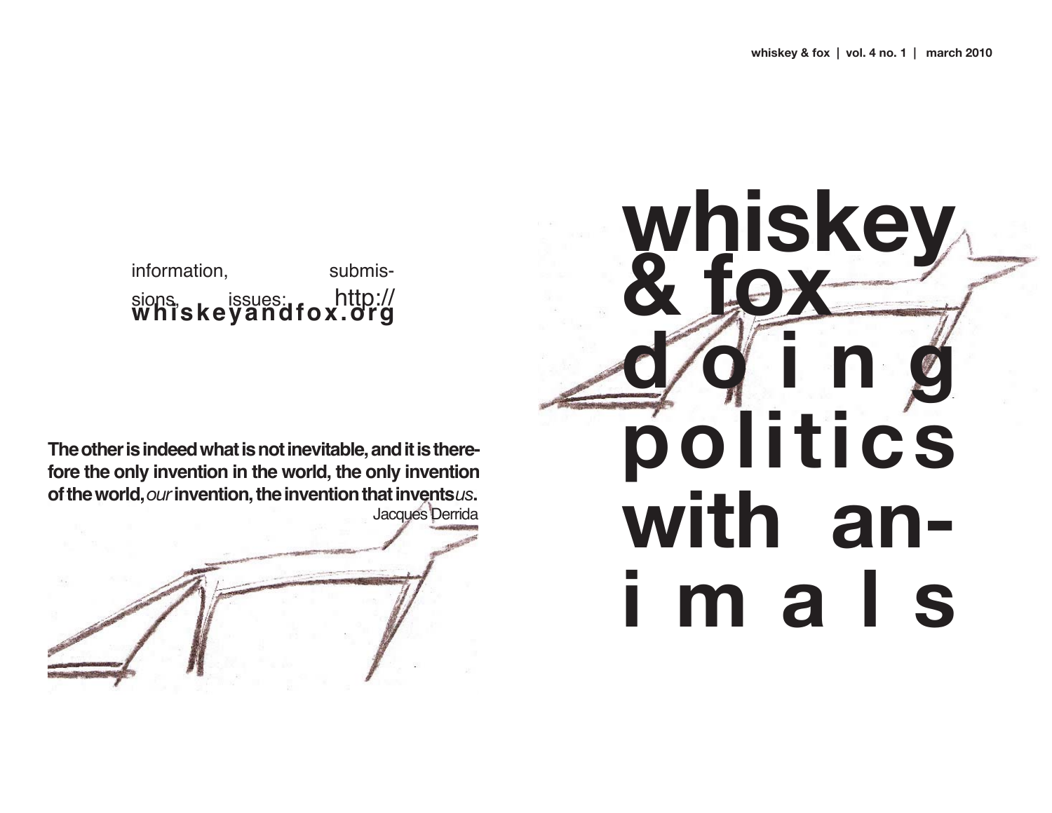information, submissions, issues: http://**whiskeyandfox.org**

**The other is indeed what is not inevitable, and it is therefore the only invention in the world, the only invention of the world, *our* invention, the invention that invents *us*.**

Jacques Derrida

# whiskey & fox

# doing politics with animals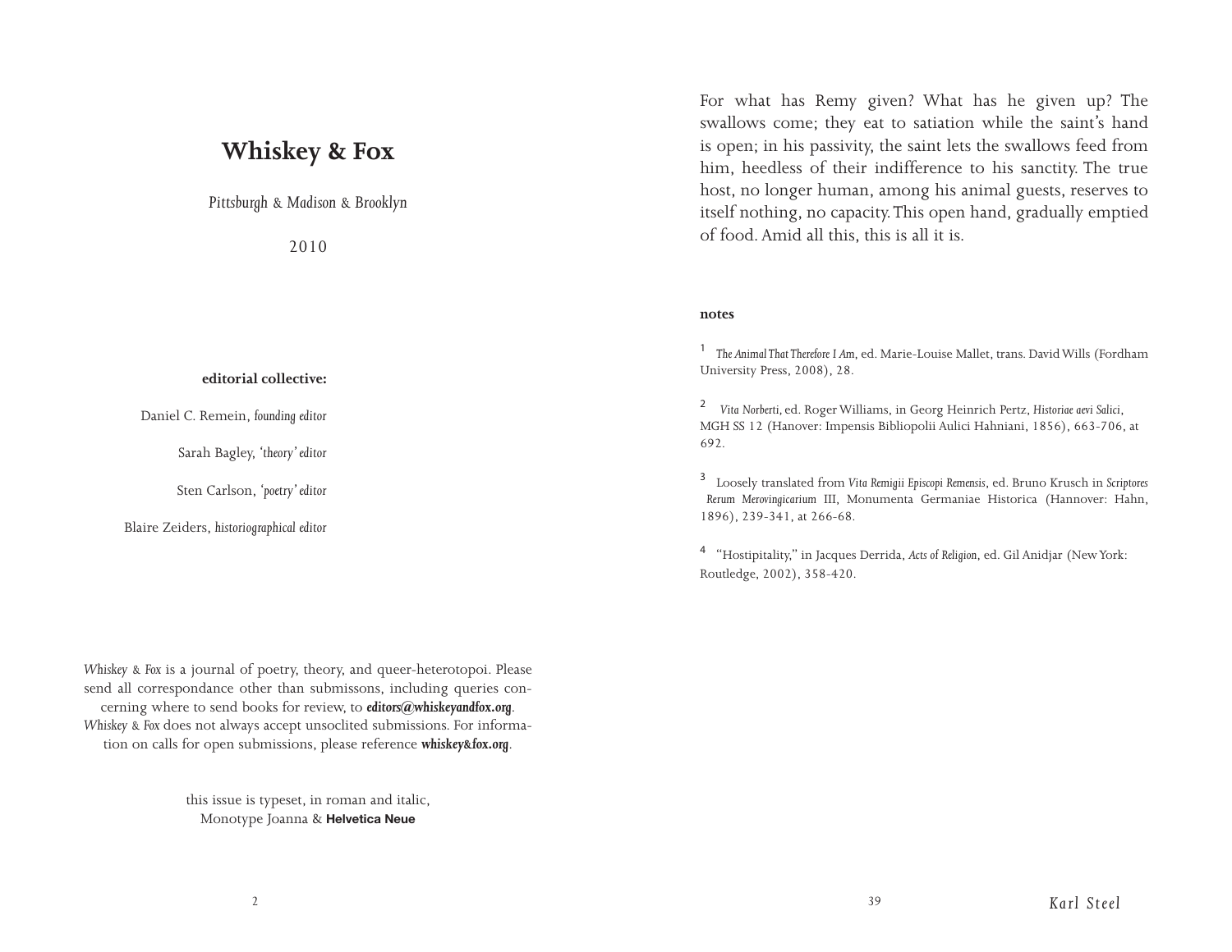# Whiskey & Fox

*Pittsburgh & Madison & Brooklyn*

2010

**editorial collective:**

Daniel C. Remein, *founding editor*

Sarah Bagley, *'theory' editor*

Sten Carlson, *'poetry' editor*

Blaire Zeiders, *historiographical editor*

*Whiskey & Fox* is a journal of poetry, theory, and queer-heterotopoi. Please send all correspondance other than submissons, including queries concerning where to send books for review, to ***editors@whiskeyandfox.org***. *Whiskey & Fox* does not always accept unsoclited submissions. For information on calls for open submissions, please reference ***whiskey&fox.org***.

this issue is typeset, in roman and italic, Monotype Joanna & **Helvetica Neue**

For what has Remy given? What has he given up? The swallows come; they eat to satiation while the saint's hand is open; in his passivity, the saint lets the swallows feed from him, heedless of their indifference to his sanctity. The true host, no longer human, among his animal guests, reserves to itself nothing, no capacity. This open hand, gradually emptied of food. Amid all this, this is all it is.

**notes**

[1] *The Animal That Therefore I Am*, ed. Marie-Louise Mallet, trans. David Wills (Fordham University Press, 2008), 28.

[2] *Vita Norberti*, ed. Roger Williams, in Georg Heinrich Pertz, *Historiae aevi Salici*, MGH SS 12 (Hanover: Impensis Bibliopolii Aulici Hahniani, 1856), 663-706, at 692.

[3] Loosely translated from *Vita Remigii Episcopi Remensis*, ed. Bruno Krusch in *Scriptores Rerum Merovingicarium* III, Monumenta Germaniae Historica (Hannover: Hahn, 1896), 239-341, at 266-68.

[4] "Hostipitality," in Jacques Derrida, *Acts of Religion*, ed. Gil Anidjar (New York: Routledge, 2002), 358-420.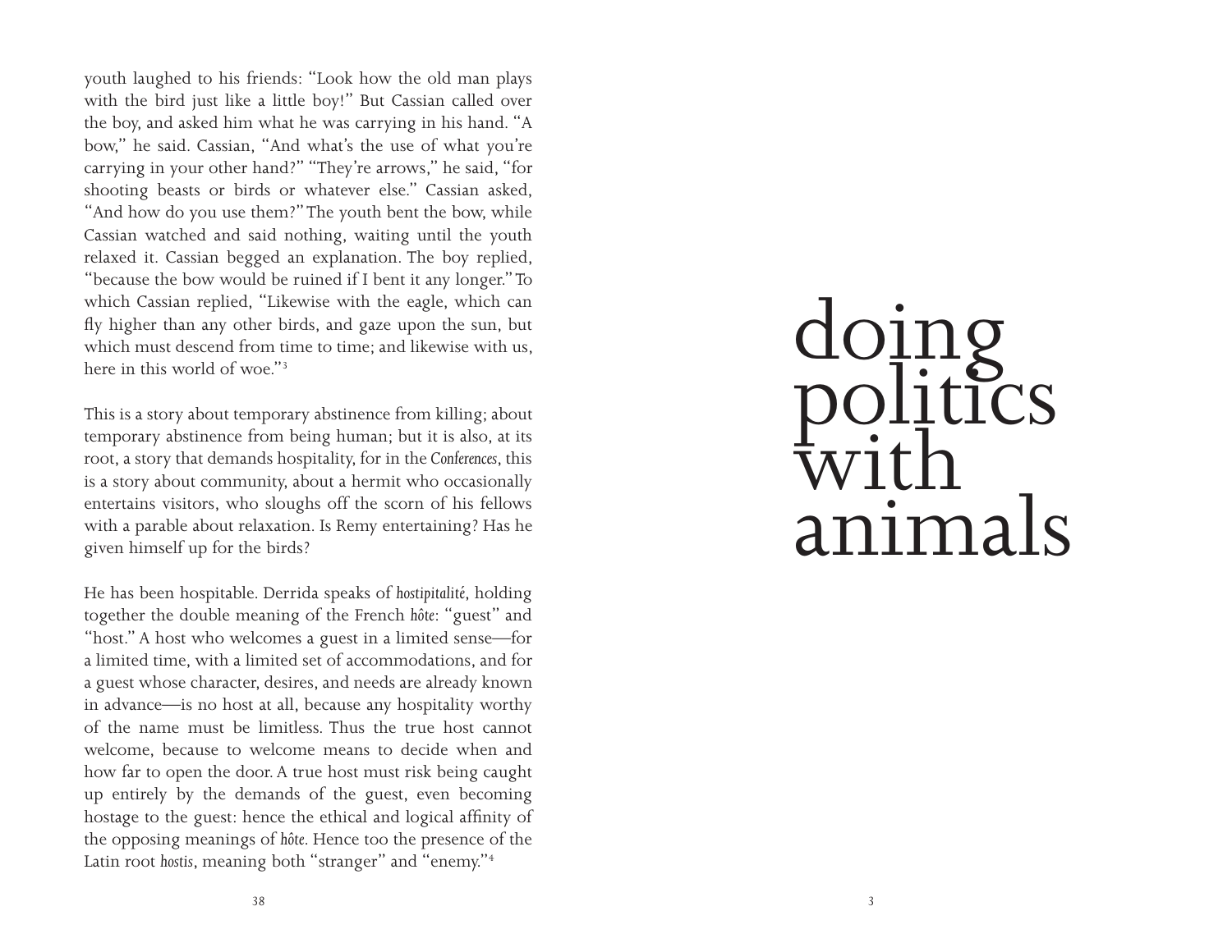youth laughed to his friends: "Look how the old man plays with the bird just like a little boy!" But Cassian called over the boy, and asked him what he was carrying in his hand. "A bow," he said. Cassian, "And what's the use of what you're carrying in your other hand?" "They're arrows," he said, "for shooting beasts or birds or whatever else." Cassian asked, "And how do you use them?" The youth bent the bow, while Cassian watched and said nothing, waiting until the youth relaxed it. Cassian begged an explanation. The boy replied, "because the bow would be ruined if I bent it any longer." To which Cassian replied, "Likewise with the eagle, which can fly higher than any other birds, and gaze upon the sun, but which must descend from time to time; and likewise with us, here in this world of woe."[3]

This is a story about temporary abstinence from killing; about temporary abstinence from being human; but it is also, at its root, a story that demands hospitality, for in the *Conferences*, this is a story about community, about a hermit who occasionally entertains visitors, who sloughs off the scorn of his fellows with a parable about relaxation. Is Remy entertaining? Has he given himself up for the birds?

He has been hospitable. Derrida speaks of *hostipitalité*, holding together the double meaning of the French *hôte*: "guest" and "host." A host who welcomes a guest in a limited sense—for a limited time, with a limited set of accommodations, and for a guest whose character, desires, and needs are already known in advance—is no host at all, because any hospitality worthy of the name must be limitless. Thus the true host cannot welcome, because to welcome means to decide when and how far to open the door. A true host must risk being caught up entirely by the demands of the guest, even becoming hostage to the guest: hence the ethical and logical affinity of the opposing meanings of *hôte*. Hence too the presence of the Latin root *hostis*, meaning both "stranger" and "enemy."[4]

# doing politics with animals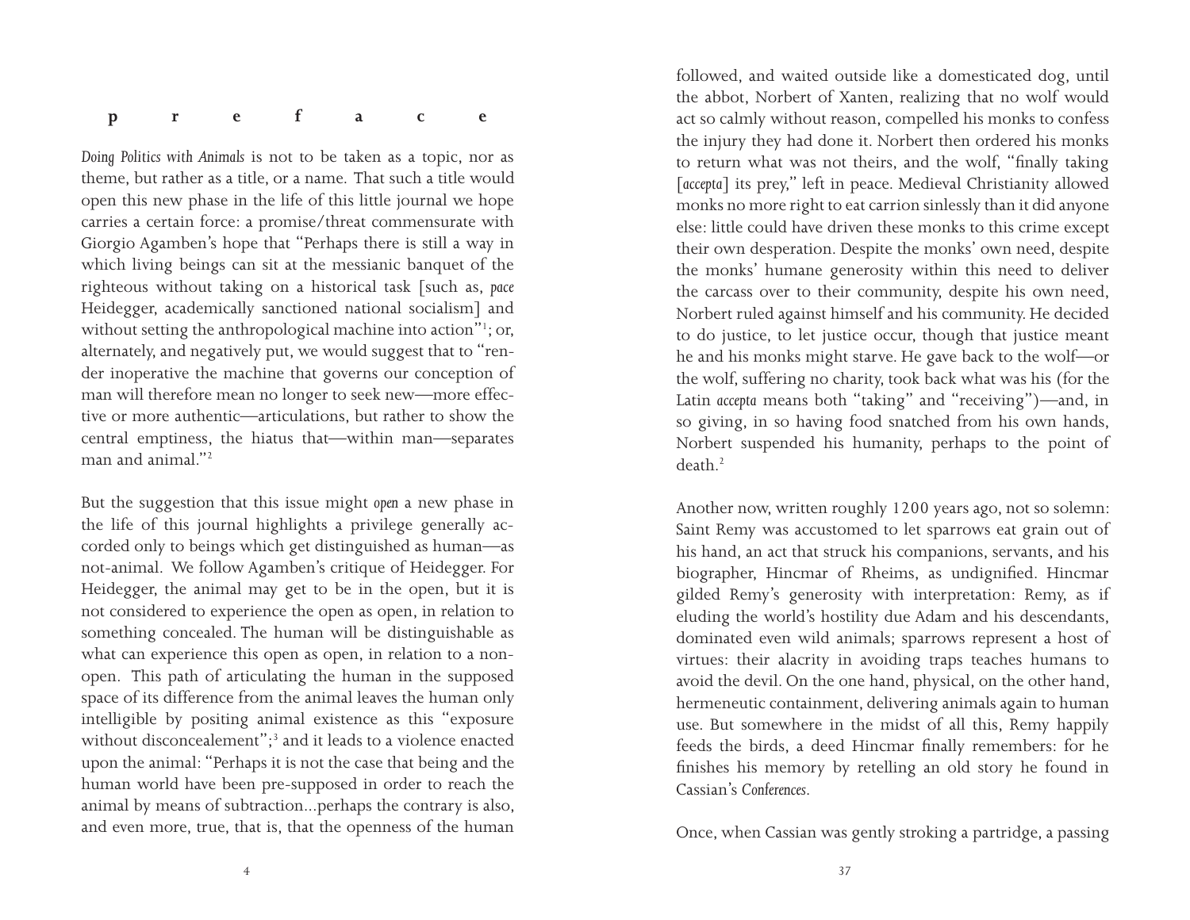# preface

*Doing Politics with Animals* is not to be taken as a topic, nor as theme, but rather as a title, or a name. That such a title would open this new phase in the life of this little journal we hope carries a certain force: a promise/threat commensurate with Giorgio Agamben's hope that "Perhaps there is still a way in which living beings can sit at the messianic banquet of the righteous without taking on a historical task [such as, *pace* Heidegger, academically sanctioned national socialism] and without setting the anthropological machine into action"[1]; or, alternately, and negatively put, we would suggest that to "render inoperative the machine that governs our conception of man will therefore mean no longer to seek new—more effective or more authentic—articulations, but rather to show the central emptiness, the hiatus that—within man—separates man and animal."[2]

But the suggestion that this issue might *open* a new phase in the life of this journal highlights a privilege generally accorded only to beings which get distinguished as human—as not-animal. We follow Agamben's critique of Heidegger. For Heidegger, the animal may get to be in the open, but it is not considered to experience the open as open, in relation to something concealed. The human will be distinguishable as what can experience this open as open, in relation to a non-open. This path of articulating the human in the supposed space of its difference from the animal leaves the human only intelligible by positing animal existence as this "exposure without disconcealement";[3] and it leads to a violence enacted upon the animal: "Perhaps it is not the case that being and the human world have been pre-supposed in order to reach the animal by means of subtraction...perhaps the contrary is also, and even more, true, that is, that the openness of the human

followed, and waited outside like a domesticated dog, until the abbot, Norbert of Xanten, realizing that no wolf would act so calmly without reason, compelled his monks to confess the injury they had done it. Norbert then ordered his monks to return what was not theirs, and the wolf, "finally taking [*accepta*] its prey," left in peace. Medieval Christianity allowed monks no more right to eat carrion sinlessly than it did anyone else: little could have driven these monks to this crime except their own desperation. Despite the monks' own need, despite the monks' humane generosity within this need to deliver the carcass over to their community, despite his own need, Norbert ruled against himself and his community. He decided to do justice, to let justice occur, though that justice meant he and his monks might starve. He gave back to the wolf—or the wolf, suffering no charity, took back what was his (for the Latin *accepta* means both "taking" and "receiving")—and, in so giving, in so having food snatched from his own hands, Norbert suspended his humanity, perhaps to the point of death.[2]

Another now, written roughly 1200 years ago, not so solemn: Saint Remy was accustomed to let sparrows eat grain out of his hand, an act that struck his companions, servants, and his biographer, Hincmar of Rheims, as undignified. Hincmar gilded Remy's generosity with interpretation: Remy, as if eluding the world's hostility due Adam and his descendants, dominated even wild animals; sparrows represent a host of virtues: their alacrity in avoiding traps teaches humans to avoid the devil. On the one hand, physical, on the other hand, hermeneutic containment, delivering animals again to human use. But somewhere in the midst of all this, Remy happily feeds the birds, a deed Hincmar finally remembers: for he finishes his memory by retelling an old story he found in Cassian's *Conferences*.

Once, when Cassian was gently stroking a partridge, a passing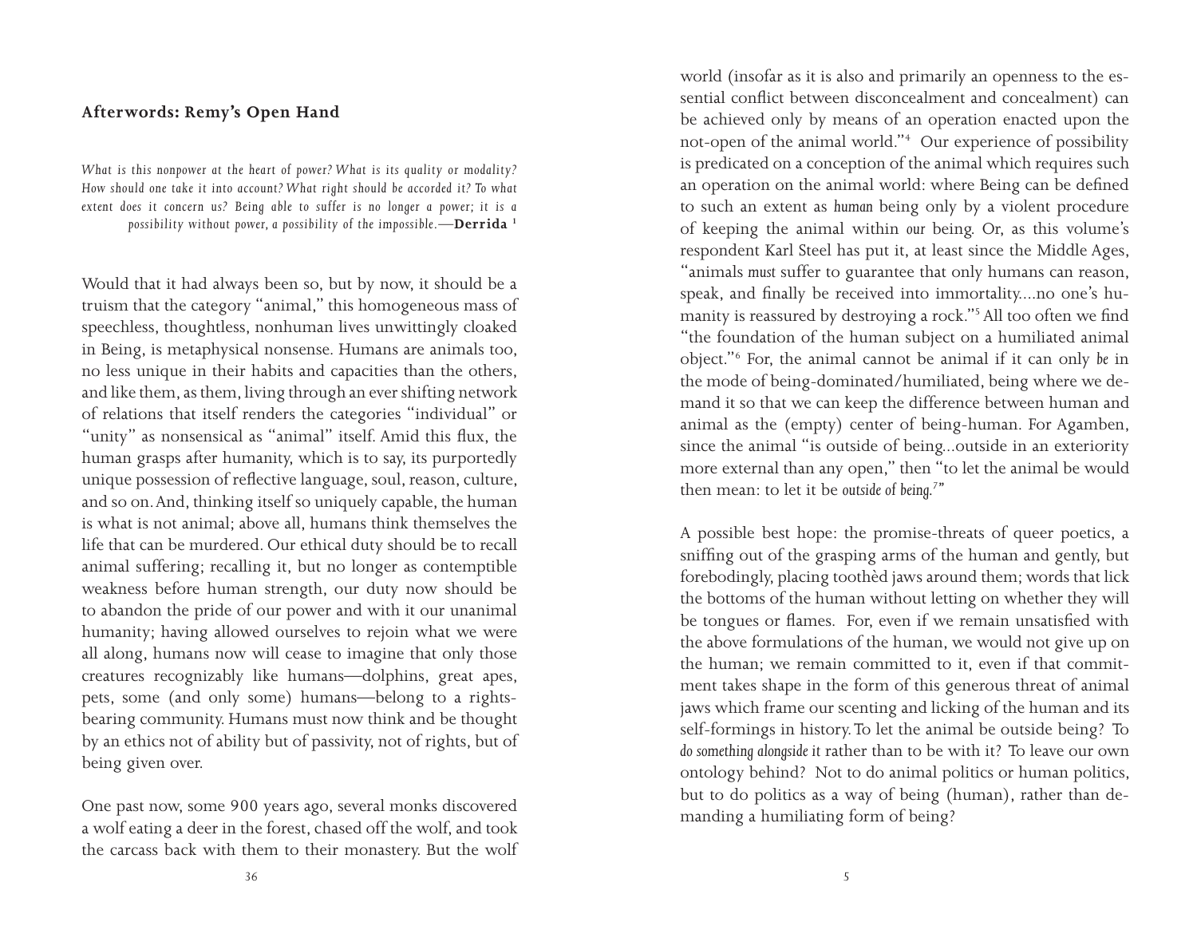## Afterwords: Remy's Open Hand

*What is this nonpower at the heart of power? What is its quality or modality? How should one take it into account? What right should be accorded it? To what extent does it concern us? Being able to suffer is no longer a power; it is a possibility without power, a possibility of the impossible.*—**Derrida** [1]

Would that it had always been so, but by now, it should be a truism that the category "animal," this homogeneous mass of speechless, thoughtless, nonhuman lives unwittingly cloaked in Being, is metaphysical nonsense. Humans are animals too, no less unique in their habits and capacities than the others, and like them, as them, living through an ever shifting network of relations that itself renders the categories "individual" or "unity" as nonsensical as "animal" itself. Amid this flux, the human grasps after humanity, which is to say, its purportedly unique possession of reflective language, soul, reason, culture, and so on. And, thinking itself so uniquely capable, the human is what is not animal; above all, humans think themselves the life that can be murdered. Our ethical duty should be to recall animal suffering; recalling it, but no longer as contemptible weakness before human strength, our duty now should be to abandon the pride of our power and with it our unanimal humanity; having allowed ourselves to rejoin what we were all along, humans now will cease to imagine that only those creatures recognizably like humans—dolphins, great apes, pets, some (and only some) humans—belong to a rights-bearing community. Humans must now think and be thought by an ethics not of ability but of passivity, not of rights, but of being given over.

One past now, some 900 years ago, several monks discovered a wolf eating a deer in the forest, chased off the wolf, and took the carcass back with them to their monastery. But the wolf

world (insofar as it is also and primarily an openness to the essential conflict between disconcealment and concealment) can be achieved only by means of an operation enacted upon the not-open of the animal world."[4] Our experience of possibility is predicated on a conception of the animal which requires such an operation on the animal world: where Being can be defined to such an extent as *human* being only by a violent procedure of keeping the animal within *our* being. Or, as this volume's respondent Karl Steel has put it, at least since the Middle Ages, "animals *must* suffer to guarantee that only humans can reason, speak, and finally be received into immortality....no one's humanity is reassured by destroying a rock."[5] All too often we find "the foundation of the human subject on a humiliated animal object."[6] For, the animal cannot be animal if it can only *be* in the mode of being-dominated/humiliated, being where we demand it so that we can keep the difference between human and animal as the (empty) center of being-human. For Agamben, since the animal "is outside of being...outside in an exteriority more external than any open," then "to let the animal be would then mean: to let it be *outside of being.*[7]"

A possible best hope: the promise-threats of queer poetics, a sniffing out of the grasping arms of the human and gently, but forebodingly, placing toothèd jaws around them; words that lick the bottoms of the human without letting on whether they will be tongues or flames. For, even if we remain unsatisfied with the above formulations of the human, we would not give up on the human; we remain committed to it, even if that commitment takes shape in the form of this generous threat of animal jaws which frame our scenting and licking of the human and its self-formings in history. To let the animal be outside being? To *do something alongside it* rather than to be with it? To leave our own ontology behind? Not to do animal politics or human politics, but to do politics as a way of being (human), rather than demanding a humiliating form of being?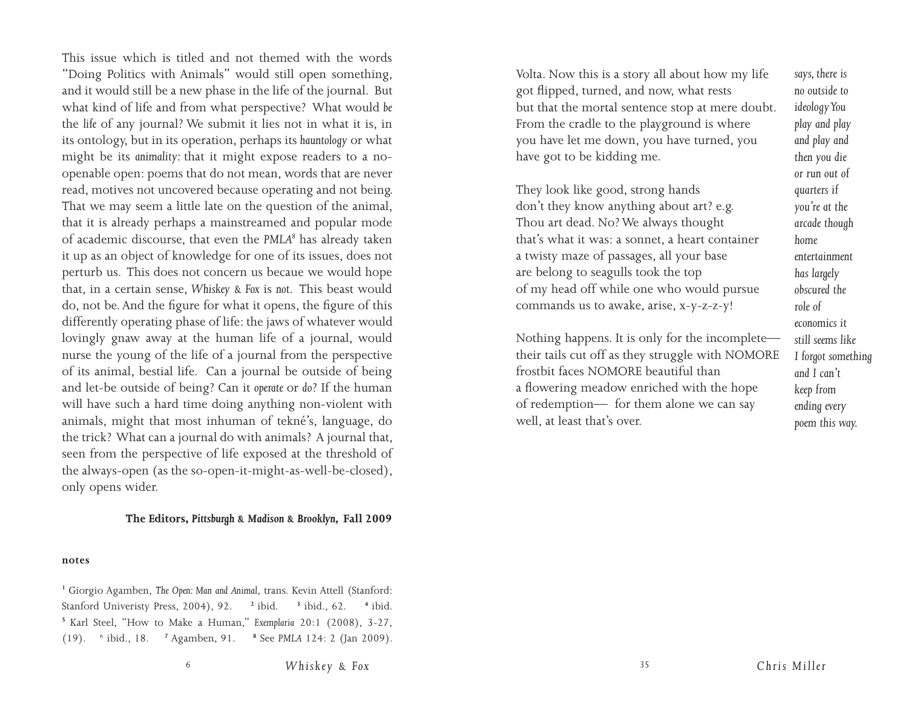This issue which is titled and not themed with the words "Doing Politics with Animals" would still open something, and it would still be a new phase in the life of the journal. But what kind of life and from what perspective? What would *be* the *life* of any journal? We submit it lies not in what it is, in its ontology, but in its operation, perhaps its *hauntology* or what might be its *animality*: that it might expose readers to a no-openable open: poems that do not mean, words that are never read, motives not uncovered because operating and not being. That we may seem a little late on the question of the animal, that it is already perhaps a mainstreamed and popular mode of academic discourse, that even the *PMLA*[8] has already taken it up as an object of knowledge for one of its issues, does not perturb us. This does not concern us becaue we would hope that, in a certain sense, *Whiskey & Fox* is *not*. This beast would do, not be. And the figure for what it opens, the figure of this differently operating phase of life: the jaws of whatever would lovingly gnaw away at the human life of a journal, would nurse the young of the life of a journal from the perspective of its animal, bestial life. Can a journal be outside of being and let-be outside of being? Can it *operate* or *do*? If the human will have such a hard time doing anything non-violent with animals, might that most inhuman of tekné's, language, do the trick? What can a journal do with animals? A journal that, seen from the perspective of life exposed at the threshold of the always-open (as the so-open-it-might-as-well-be-closed), only opens wider.

**The Editors, *Pittsburgh & Madison & Brooklyn*, Fall 2009**

**notes**

[1] Giorgio Agamben, *The Open: Man and Animal*, trans. Kevin Attell (Stanford: Stanford Univeristy Press, 2004), 92. [2] ibid. [3] ibid., 62. [4] ibid. [5] Karl Steel, "How to Make a Human," *Exemplaria* 20:1 (2008), 3-27, (19). [6] ibid., 18. [7] Agamben, 91. [8] See *PMLA* 124: 2 (Jan 2009).

Volta. Now this is a story all about how my life
got flipped, turned, and now, what rests
but that the mortal sentence stop at mere doubt.
From the cradle to the playground is where
you have let me down, you have turned, you
have got to be kidding me.

They look like good, strong hands
don't they know anything about art? e.g.
Thou art dead. No? We always thought
that's what it was: a sonnet, a heart container
a twisty maze of passages, all your base
are belong to seagulls took the top
of my head off while one who would pursue
commands us to awake, arise, x-y-z-z-y!

Nothing happens. It is only for the incomplete—
their tails cut off as they struggle with NOMORE
frostbit faces NOMORE beautiful than
a flowering meadow enriched with the hope
of redemption— for them alone we can say
well, at least that's over.

*says, there is no outside to ideology You play and play and play and then you die or run out of quarters if you're at the arcade though home entertainment has largely obscured the role of economics it still seems like I forgot something and I can't keep from ending every poem this way.*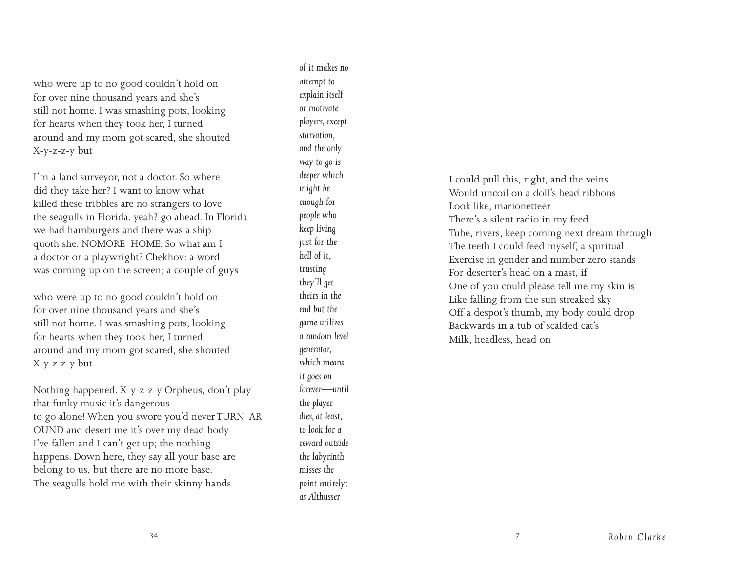who were up to no good couldn't hold on
for over nine thousand years and she's
still not home. I was smashing pots, looking
for hearts when they took her, I turned
around and my mom got scared, she shouted
X-y-z-z-y but

I'm a land surveyor, not a doctor. So where
did they take her? I want to know what
killed these tribbles are no strangers to love
the seagulls in Florida. yeah? go ahead. In Florida
we had hamburgers and there was a ship
quoth she. NOMORE HOME. So what am I
a doctor or a playwright? Chekhov: a word
was coming up on the screen; a couple of guys

who were up to no good couldn't hold on
for over nine thousand years and she's
still not home. I was smashing pots, looking
for hearts when they took her, I turned
around and my mom got scared, she shouted
X-y-z-z-y but

Nothing happened. X-y-z-z-y Orpheus, don't play
that funky music it's dangerous
to go alone! When you swore you'd never TURN AR
OUND and desert me it's over my dead body
I've fallen and I can't get up; the nothing
happens. Down here, they say all your base are
belong to us, but there are no more base.
The seagulls hold me with their skinny hands

*of it makes no*
*attempt to*
*explain itself*
*or motivate*
*players, except*
*starvation,*
*and the only*
*way to go is*
*deeper which*
*might be*
*enough for*
*people who*
*keep living*
*just for the*
*hell of it,*
*trusting*
*they'll get*
*theirs in the*
*end but the*
*game utilizes*
*a random level*
*generator,*
*which means*
*it goes on*
*forever—until*
*the player*
*dies, at least,*
*to look for a*
*reward outside*
*the labyrinth*
*misses the*
*point entirely;*
*as Althusser*

I could pull this, right, and the veins
Would uncoil on a doll's head ribbons
Look like, marionetteer
There's a silent radio in my feed
Tube, rivers, keep coming next dream through
The teeth I could feed myself, a spiritual
Exercise in gender and number zero stands
For deserter's head on a mast, if
One of you could please tell me my skin is
Like falling from the sun streaked sky
Off a despot's thumb, my body could drop
Backwards in a tub of scalded cat's
Milk, headless, head on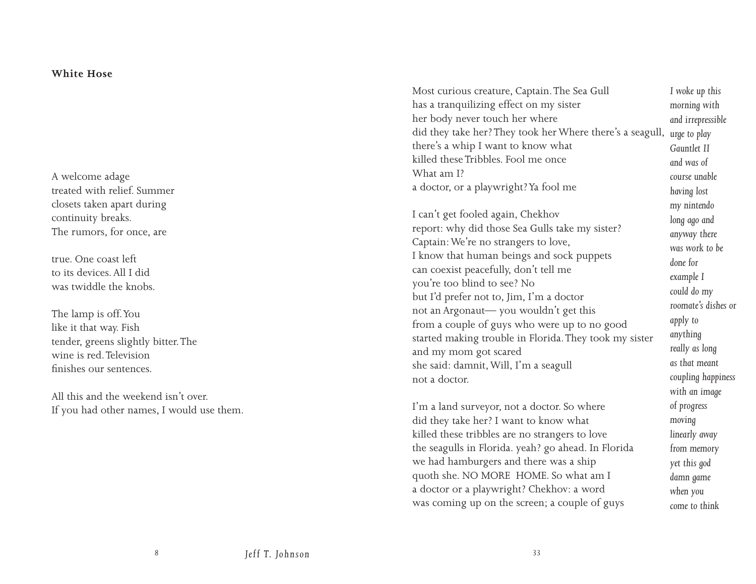**White Hose**

A welcome adage
treated with relief. Summer
closets taken apart during
continuity breaks.
The rumors, for once, are

true. One coast left
to its devices. All I did
was twiddle the knobs.

The lamp is off. You
like it that way. Fish
tender, greens slightly bitter. The
wine is red. Television
finishes our sentences.

All this and the weekend isn't over.
If you had other names, I would use them.

Most curious creature, Captain. The Sea Gull
has a tranquilizing effect on my sister
her body never touch her where
did they take her? They took her Where there's a seagull,
there's a whip I want to know what
killed these Tribbles. Fool me once
What am I?
a doctor, or a playwright? Ya fool me

I can't get fooled again, Chekhov
report: why did those Sea Gulls take my sister?
Captain: We're no strangers to love,
I know that human beings and sock puppets
can coexist peacefully, don't tell me
you're too blind to see? No
but I'd prefer not to, Jim, I'm a doctor
not an Argonaut— you wouldn't get this
from a couple of guys who were up to no good
started making trouble in Florida. They took my sister
and my mom got scared
she said: damnit, Will, I'm a seagull
not a doctor.

I'm a land surveyor, not a doctor. So where
did they take her? I want to know what
killed these tribbles are no strangers to love
the seagulls in Florida. yeah? go ahead. In Florida
we had hamburgers and there was a ship
quoth she. NO MORE HOME. So what am I
a doctor or a playwright? Chekhov: a word
was coming up on the screen; a couple of guys

*I woke up this*
*morning with*
*and irrepressible*
*urge to play*
*Gauntlet II*
*and was of*
*course unable*
*having lost*
*my nintendo*
*long ago and*
*anyway there*
*was work to be*
*done for*
*example I*
*could do my*
*roomate's dishes or*
*apply to*
*anything*
*really as long*
*as that meant*
*coupling happiness*
*with an image*
*of progress*
*moving*
*linearly away*
*from memory*
*yet this god*
*damn game*
*when you*
*come to think*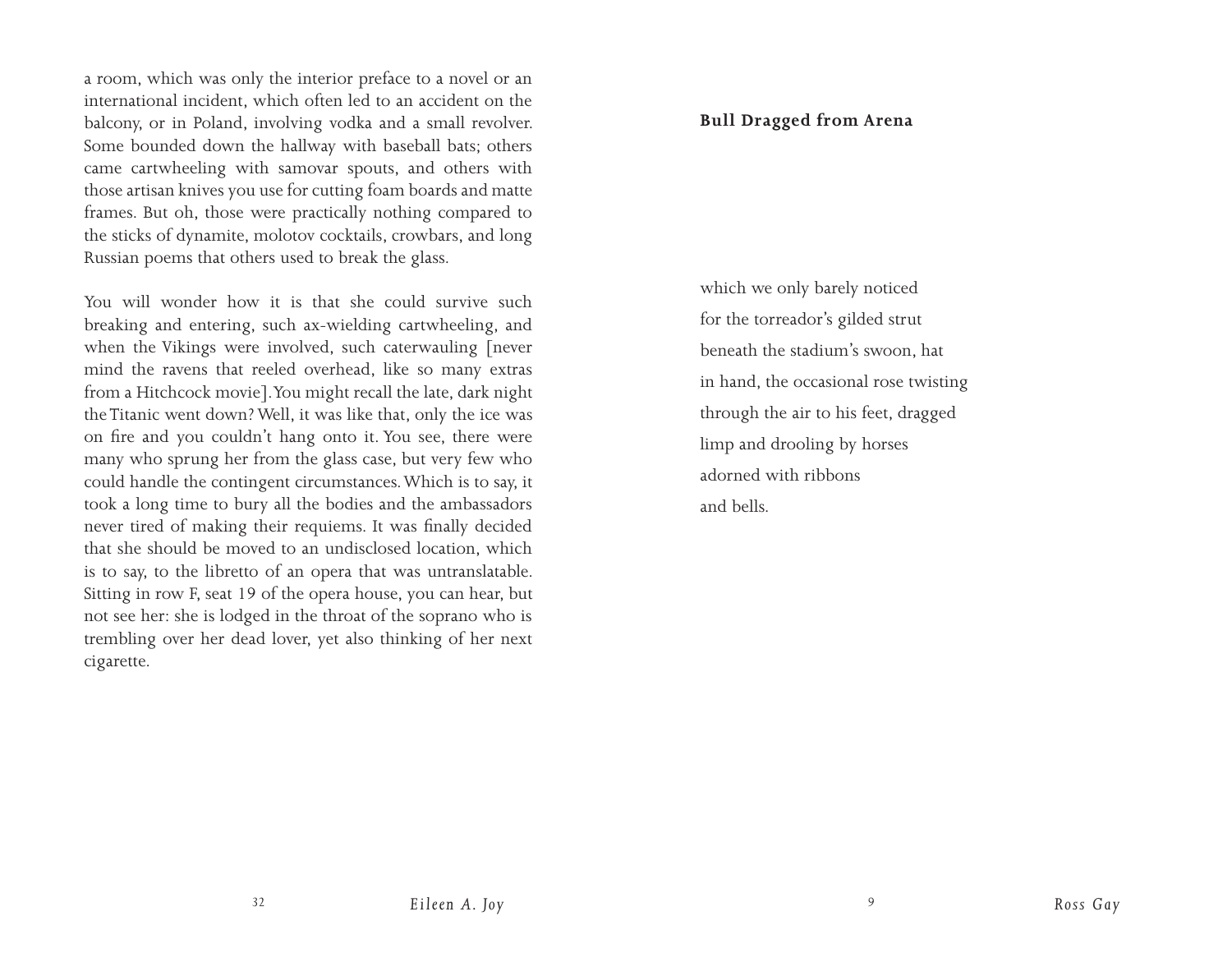a room, which was only the interior preface to a novel or an international incident, which often led to an accident on the balcony, or in Poland, involving vodka and a small revolver. Some bounded down the hallway with baseball bats; others came cartwheeling with samovar spouts, and others with those artisan knives you use for cutting foam boards and matte frames. But oh, those were practically nothing compared to the sticks of dynamite, molotov cocktails, crowbars, and long Russian poems that others used to break the glass.

You will wonder how it is that she could survive such breaking and entering, such ax-wielding cartwheeling, and when the Vikings were involved, such caterwauling [never mind the ravens that reeled overhead, like so many extras from a Hitchcock movie]. You might recall the late, dark night the Titanic went down? Well, it was like that, only the ice was on fire and you couldn't hang onto it. You see, there were many who sprung her from the glass case, but very few who could handle the contingent circumstances. Which is to say, it took a long time to bury all the bodies and the ambassadors never tired of making their requiems. It was finally decided that she should be moved to an undisclosed location, which is to say, to the libretto of an opera that was untranslatable. Sitting in row F, seat 19 of the opera house, you can hear, but not see her: she is lodged in the throat of the soprano who is trembling over her dead lover, yet also thinking of her next cigarette.

**Bull Dragged from Arena**

which we only barely noticed
for the torreador's gilded strut
beneath the stadium's swoon, hat
in hand, the occasional rose twisting
through the air to his feet, dragged
limp and drooling by horses
adorned with ribbons
and bells.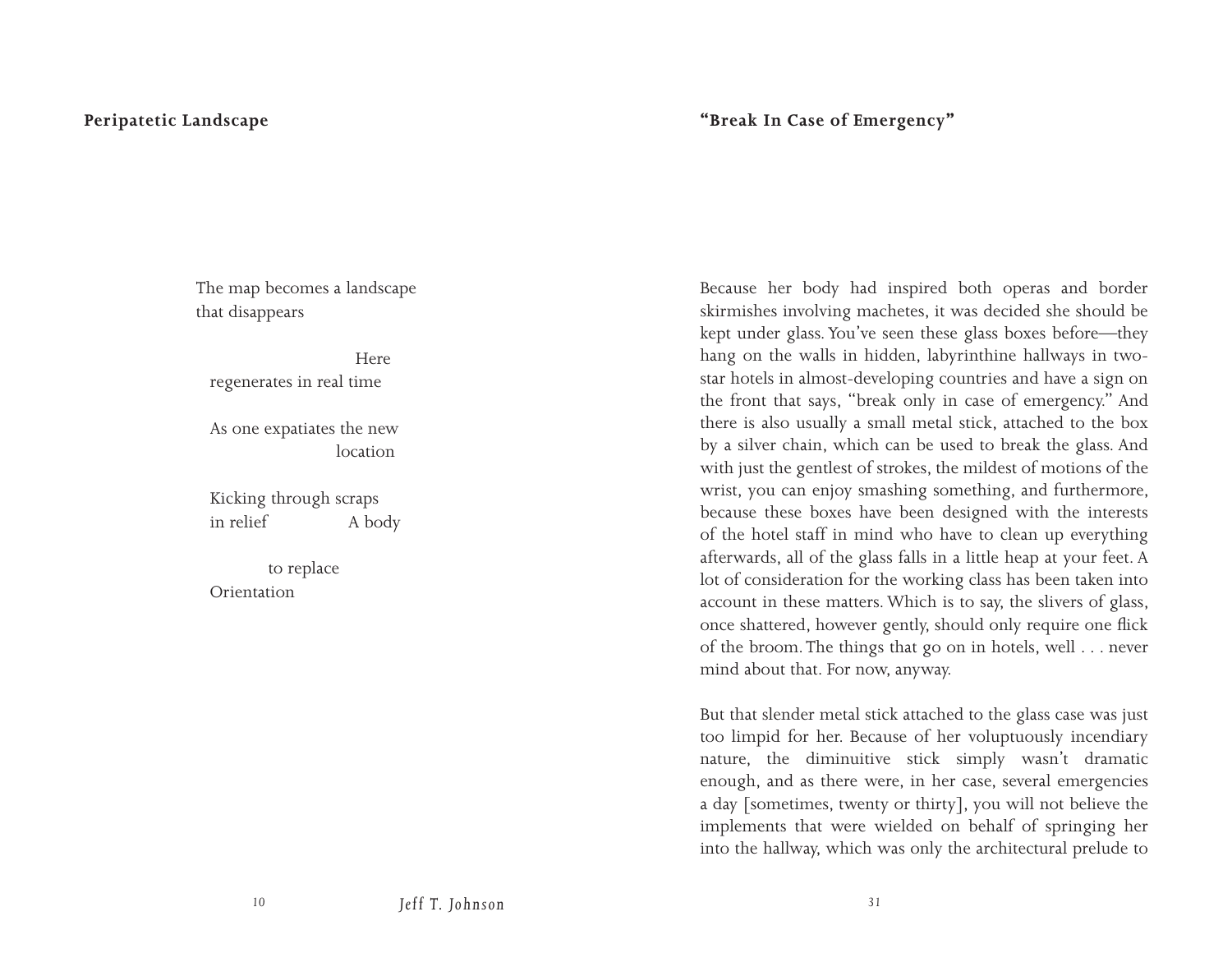### Peripatetic Landscape

The map becomes a landscape  
that disappears

                    Here  
regenerates in real time

As one expatiates the new  
                    location

Kicking through scraps  
in relief          A body

        to replace  
Orientation

### "Break In Case of Emergency"

Because her body had inspired both operas and border skirmishes involving machetes, it was decided she should be kept under glass. You've seen these glass boxes before—they hang on the walls in hidden, labyrinthine hallways in two-star hotels in almost-developing countries and have a sign on the front that says, "break only in case of emergency." And there is also usually a small metal stick, attached to the box by a silver chain, which can be used to break the glass. And with just the gentlest of strokes, the mildest of motions of the wrist, you can enjoy smashing something, and furthermore, because these boxes have been designed with the interests of the hotel staff in mind who have to clean up everything afterwards, all of the glass falls in a little heap at your feet. A lot of consideration for the working class has been taken into account in these matters. Which is to say, the slivers of glass, once shattered, however gently, should only require one flick of the broom. The things that go on in hotels, well . . . never mind about that. For now, anyway.

But that slender metal stick attached to the glass case was just too limpid for her. Because of her voluptuously incendiary nature, the diminuitive stick simply wasn't dramatic enough, and as there were, in her case, several emergencies a day [sometimes, twenty or thirty], you will not believe the implements that were wielded on behalf of springing her into the hallway, which was only the architectural prelude to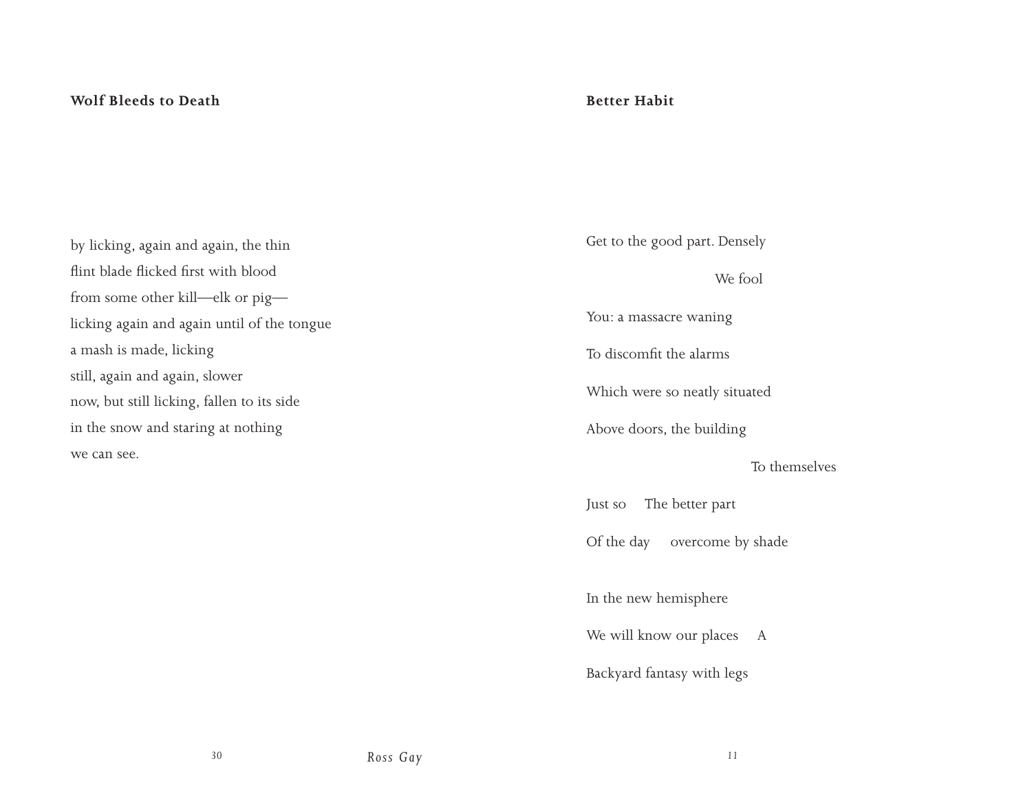## Wolf Bleeds to Death

by licking, again and again, the thin
flint blade flicked first with blood
from some other kill—elk or pig—
licking again and again until of the tongue
a mash is made, licking
still, again and again, slower
now, but still licking, fallen to its side
in the snow and staring at nothing
we can see.

## Better Habit

Get to the good part. Densely

We fool

You: a massacre waning

To discomfit the alarms

Which were so neatly situated

Above doors, the building

To themselves

Just so     The better part

Of the day     overcome by shade

In the new hemisphere

We will know our places     A

Backyard fantasy with legs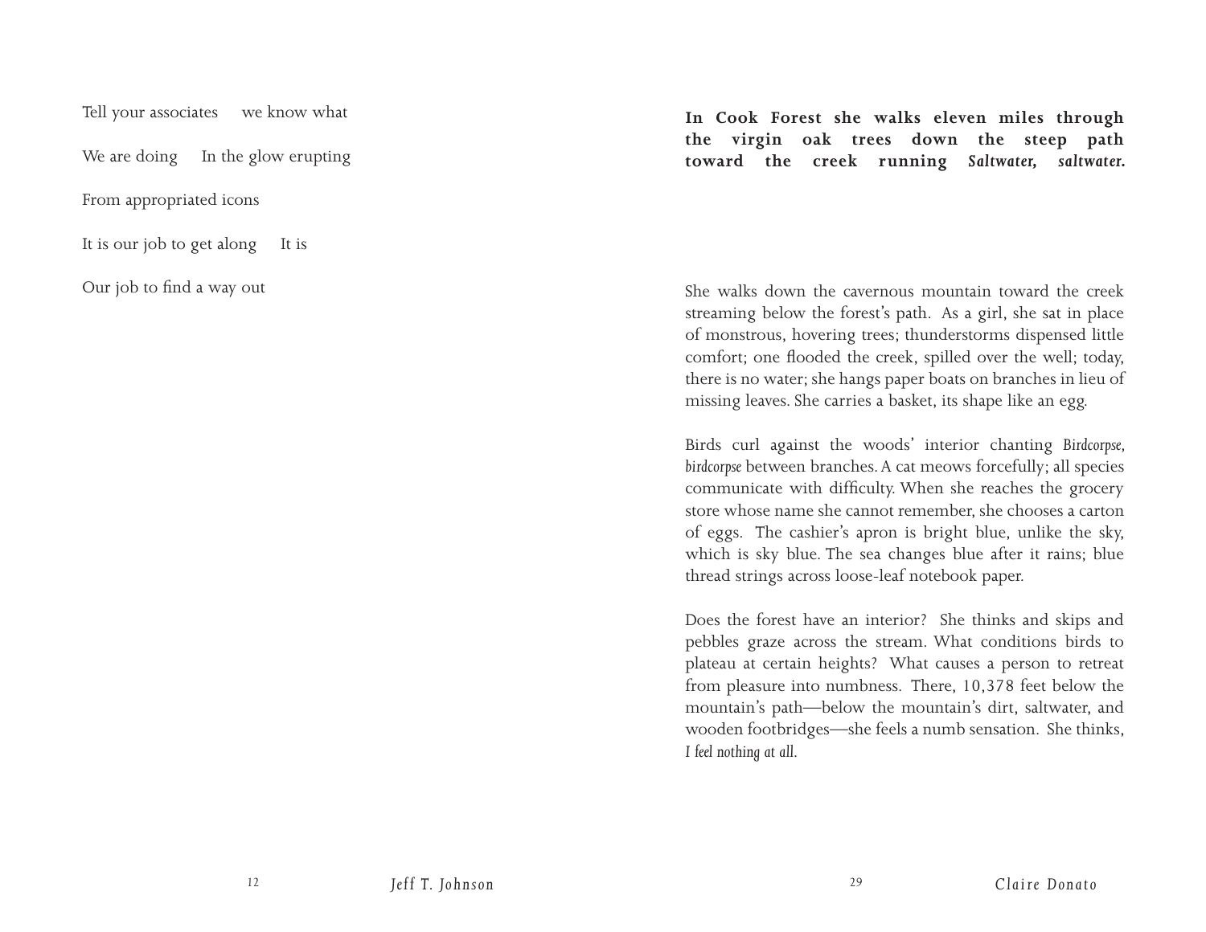Tell your associates     we know what

We are doing     In the glow erupting

From appropriated icons

It is our job to get along     It is

Our job to find a way out

**In Cook Forest she walks eleven miles through the virgin oak trees down the steep path toward the creek running *Saltwater, saltwater.***

She walks down the cavernous mountain toward the creek streaming below the forest's path. As a girl, she sat in place of monstrous, hovering trees; thunderstorms dispensed little comfort; one flooded the creek, spilled over the well; today, there is no water; she hangs paper boats on branches in lieu of missing leaves. She carries a basket, its shape like an egg.

Birds curl against the woods' interior chanting *Birdcorpse, birdcorpse* between branches. A cat meows forcefully; all species communicate with difficulty. When she reaches the grocery store whose name she cannot remember, she chooses a carton of eggs. The cashier's apron is bright blue, unlike the sky, which is sky blue. The sea changes blue after it rains; blue thread strings across loose-leaf notebook paper.

Does the forest have an interior? She thinks and skips and pebbles graze across the stream. What conditions birds to plateau at certain heights? What causes a person to retreat from pleasure into numbness. There, 10,378 feet below the mountain's path—below the mountain's dirt, saltwater, and wooden footbridges—she feels a numb sensation. She thinks, *I feel nothing at all.*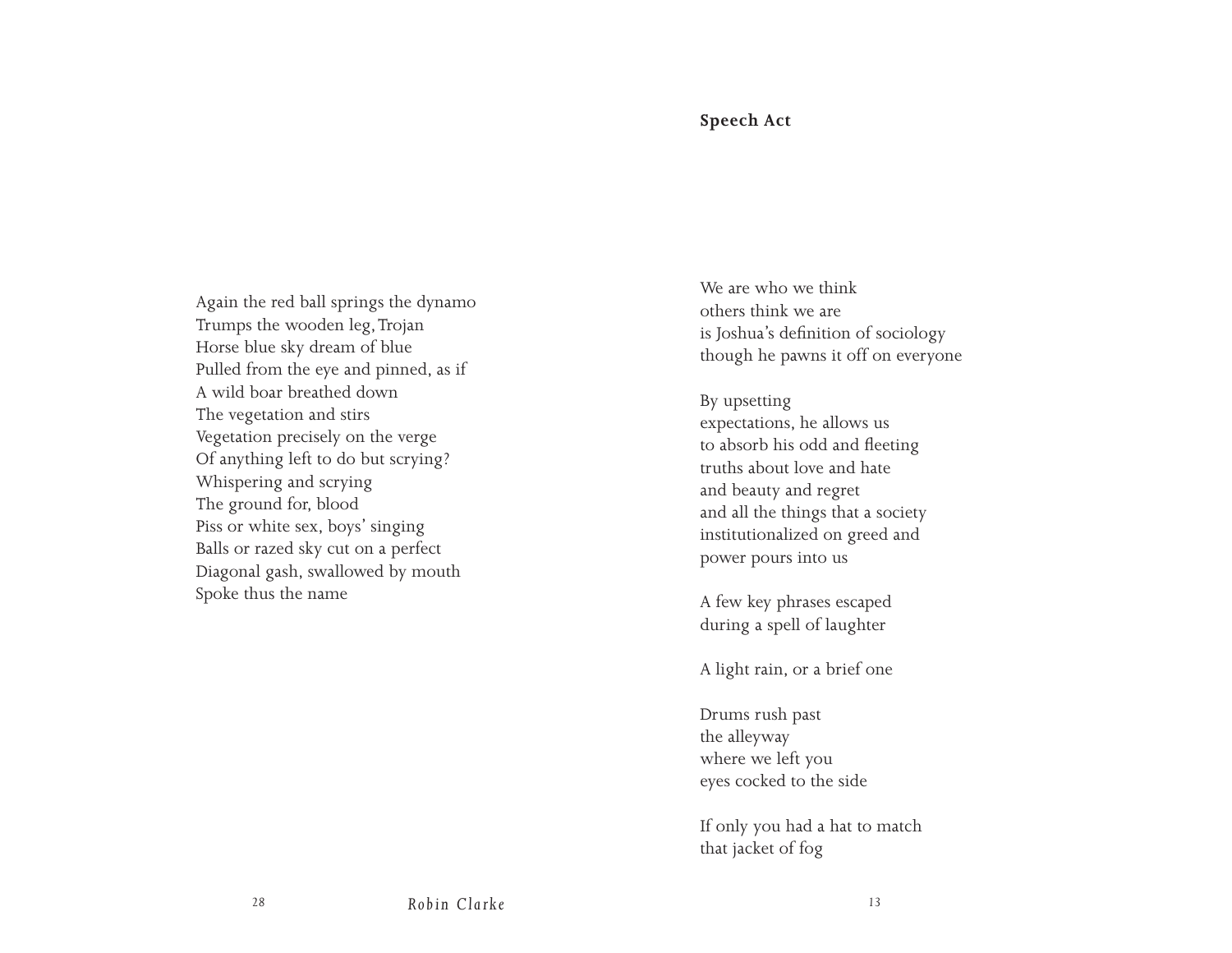Again the red ball springs the dynamo
Trumps the wooden leg, Trojan
Horse blue sky dream of blue
Pulled from the eye and pinned, as if
A wild boar breathed down
The vegetation and stirs
Vegetation precisely on the verge
Of anything left to do but scrying?
Whispering and scrying
The ground for, blood
Piss or white sex, boys' singing
Balls or razed sky cut on a perfect
Diagonal gash, swallowed by mouth
Spoke thus the name

**Speech Act**

We are who we think
others think we are
is Joshua's definition of sociology
though he pawns it off on everyone

By upsetting
expectations, he allows us
to absorb his odd and fleeting
truths about love and hate
and beauty and regret
and all the things that a society
institutionalized on greed and
power pours into us

A few key phrases escaped
during a spell of laughter

A light rain, or a brief one

Drums rush past
the alleyway
where we left you
eyes cocked to the side

If only you had a hat to match
that jacket of fog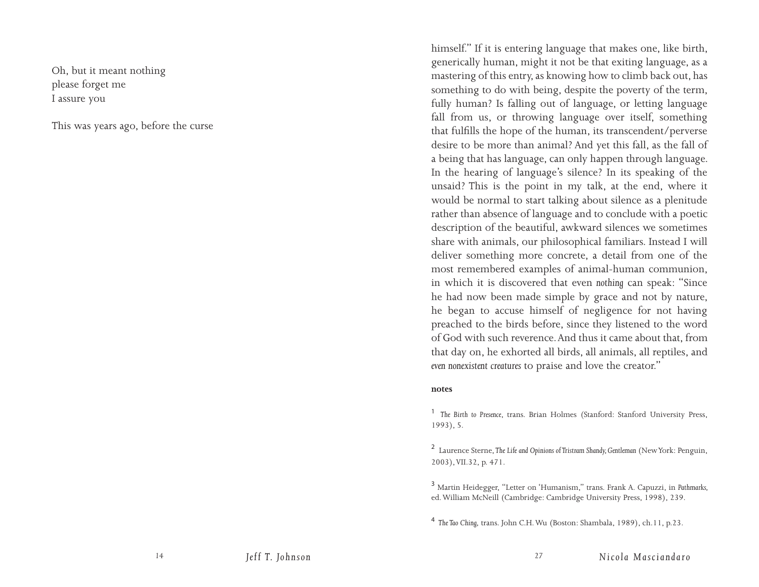Oh, but it meant nothing
please forget me
I assure you

This was years ago, before the curse

himself." If it is entering language that makes one, like birth, generically human, might it not be that exiting language, as a mastering of this entry, as knowing how to climb back out, has something to do with being, despite the poverty of the term, fully human? Is falling out of language, or letting language fall from us, or throwing language over itself, something that fulfills the hope of the human, its transcendent/perverse desire to be more than animal? And yet this fall, as the fall of a being that has language, can only happen through language. In the hearing of language's silence? In its speaking of the unsaid? This is the point in my talk, at the end, where it would be normal to start talking about silence as a plenitude rather than absence of language and to conclude with a poetic description of the beautiful, awkward silences we sometimes share with animals, our philosophical familiars. Instead I will deliver something more concrete, a detail from one of the most remembered examples of animal-human communion, in which it is discovered that even *nothing* can speak: "Since he had now been made simple by grace and not by nature, he began to accuse himself of negligence for not having preached to the birds before, since they listened to the word of God with such reverence. And thus it came about that, from that day on, he exhorted all birds, all animals, all reptiles, and *even nonexistent creatures* to praise and love the creator."

**notes**

[1] *The Birth to Presence*, trans. Brian Holmes (Stanford: Stanford University Press, 1993), 5.

[2] Laurence Sterne, *The Life and Opinions of Tristram Shandy, Gentleman* (New York: Penguin, 2003), VII.32, p. 471.

[3] Martin Heidegger, "Letter on 'Humanism,'" trans. Frank A. Capuzzi, in *Pathmarks*, ed. William McNeill (Cambridge: Cambridge University Press, 1998), 239.

[4] *The Tao Ching*, trans. John C.H. Wu (Boston: Shambala, 1989), ch.11, p.23.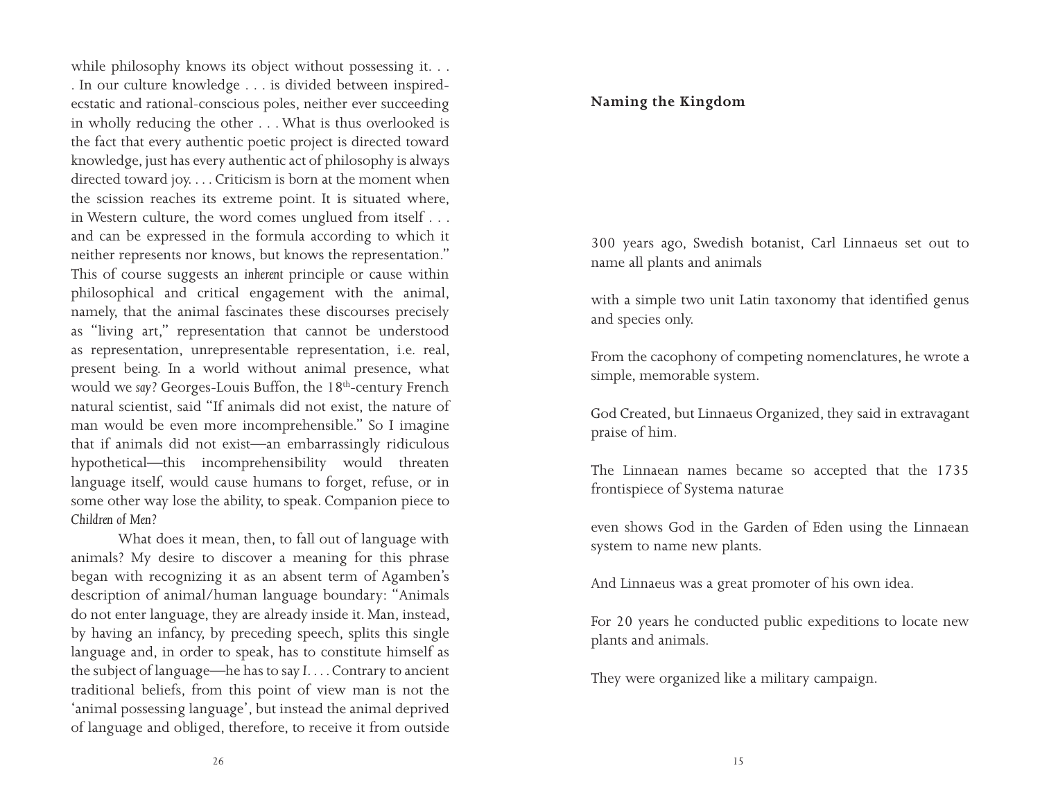while philosophy knows its object without possessing it. . . . In our culture knowledge . . . is divided between inspired-ecstatic and rational-conscious poles, neither ever succeeding in wholly reducing the other . . . What is thus overlooked is the fact that every authentic poetic project is directed toward knowledge, just has every authentic act of philosophy is always directed toward joy. . . . Criticism is born at the moment when the scission reaches its extreme point. It is situated where, in Western culture, the word comes unglued from itself . . . and can be expressed in the formula according to which it neither represents nor knows, but knows the representation." This of course suggests an *inherent* principle or cause within philosophical and critical engagement with the animal, namely, that the animal fascinates these discourses precisely as "living art," representation that cannot be understood as representation, unrepresentable representation, i.e. real, present being. In a world without animal presence, what would we *say*? Georges-Louis Buffon, the 18th-century French natural scientist, said "If animals did not exist, the nature of man would be even more incomprehensible." So I imagine that if animals did not exist—an embarrassingly ridiculous hypothetical—this incomprehensibility would threaten language itself, would cause humans to forget, refuse, or in some other way lose the ability, to speak. Companion piece to *Children of Men?*

What does it mean, then, to fall out of language with animals? My desire to discover a meaning for this phrase began with recognizing it as an absent term of Agamben's description of animal/human language boundary: "Animals do not enter language, they are already inside it. Man, instead, by having an infancy, by preceding speech, splits this single language and, in order to speak, has to constitute himself as the subject of language—he has to say *I*. . . . Contrary to ancient traditional beliefs, from this point of view man is not the 'animal possessing language', but instead the animal deprived of language and obliged, therefore, to receive it from outside

**Naming the Kingdom**

300 years ago, Swedish botanist, Carl Linnaeus set out to name all plants and animals

with a simple two unit Latin taxonomy that identified genus and species only.

From the cacophony of competing nomenclatures, he wrote a simple, memorable system.

God Created, but Linnaeus Organized, they said in extravagant praise of him.

The Linnaean names became so accepted that the 1735 frontispiece of Systema naturae

even shows God in the Garden of Eden using the Linnaean system to name new plants.

And Linnaeus was a great promoter of his own idea.

For 20 years he conducted public expeditions to locate new plants and animals.

They were organized like a military campaign.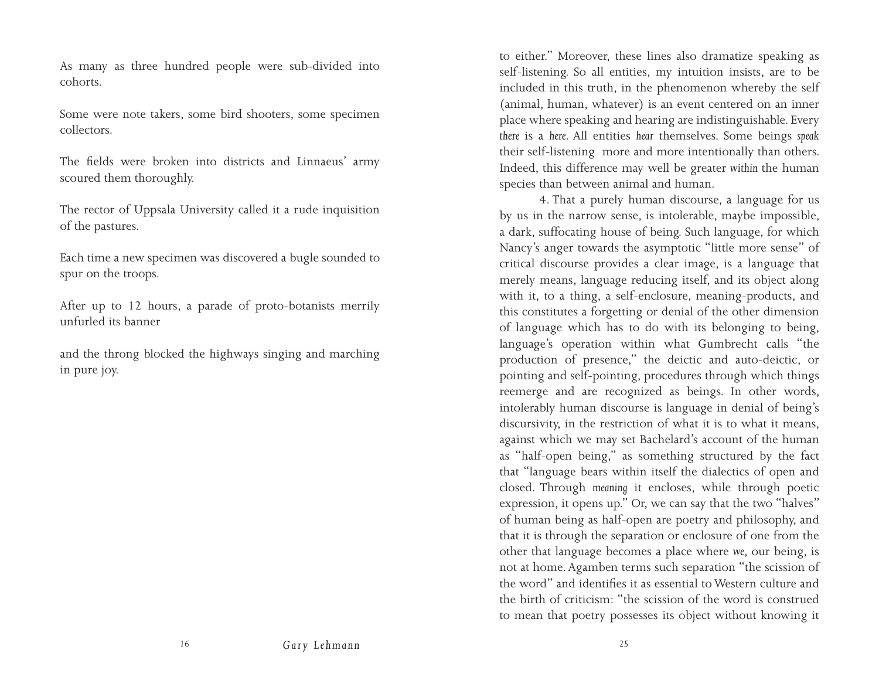As many as three hundred people were sub-divided into cohorts.

Some were note takers, some bird shooters, some specimen collectors.

The fields were broken into districts and Linnaeus' army scoured them thoroughly.

The rector of Uppsala University called it a rude inquisition of the pastures.

Each time a new specimen was discovered a bugle sounded to spur on the troops.

After up to 12 hours, a parade of proto-botanists merrily unfurled its banner

and the throng blocked the highways singing and marching in pure joy.

to either." Moreover, these lines also dramatize speaking as self-listening. So all entities, my intuition insists, are to be included in this truth, in the phenomenon whereby the self (animal, human, whatever) is an event centered on an inner place where speaking and hearing are indistinguishable. Every *there* is a *here*. All entities *hear* themselves. Some beings *speak* their self-listening more and more intentionally than others. Indeed, this difference may well be greater *within* the human species than between animal and human.

4. That a purely human discourse, a language for us by us in the narrow sense, is intolerable, maybe impossible, a dark, suffocating house of being. Such language, for which Nancy's anger towards the asymptotic "little more sense" of critical discourse provides a clear image, is a language that merely means, language reducing itself, and its object along with it, to a thing, a self-enclosure, meaning-products, and this constitutes a forgetting or denial of the other dimension of language which has to do with its belonging to being, language's operation within what Gumbrecht calls "the production of presence," the deictic and auto-deictic, or pointing and self-pointing, procedures through which things reemerge and are recognized as beings. In other words, intolerably human discourse is language in denial of being's discursivity, in the restriction of what it is to what it means, against which we may set Bachelard's account of the human as "half-open being," as something structured by the fact that "language bears within itself the dialectics of open and closed. Through *meaning* it encloses, while through poetic expression, it opens up." Or, we can say that the two "halves" of human being as half-open are poetry and philosophy, and that it is through the separation or enclosure of one from the other that language becomes a place where *we*, our being, is not at home. Agamben terms such separation "the scission of the word" and identifies it as essential to Western culture and the birth of criticism: "the scission of the word is construed to mean that poetry possesses its object without knowing it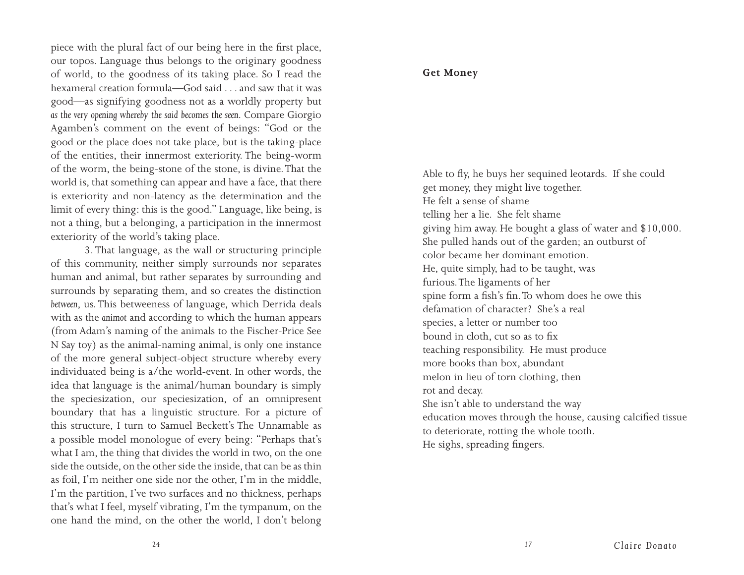piece with the plural fact of our being here in the first place, our topos. Language thus belongs to the originary goodness of world, to the goodness of its taking place. So I read the hexameral creation formula—God said . . . and saw that it was good—as signifying goodness not as a worldly property but *as the very opening whereby the said becomes the seen*. Compare Giorgio Agamben's comment on the event of beings: "God or the good or the place does not take place, but is the taking-place of the entities, their innermost exteriority. The being-worm of the worm, the being-stone of the stone, is divine. That the world is, that something can appear and have a face, that there is exteriority and non-latency as the determination and the limit of every thing: this is the good." Language, like being, is not a thing, but a belonging, a participation in the innermost exteriority of the world's taking place.

3. That language, as the wall or structuring principle of this community, neither simply surrounds nor separates human and animal, but rather separates by surrounding and surrounds by separating them, and so creates the distinction *between*, us. This betweeness of language, which Derrida deals with as the *animot* and according to which the human appears (from Adam's naming of the animals to the Fischer-Price See N Say toy) as the animal-naming animal, is only one instance of the more general subject-object structure whereby every individuated being is a/the world-event. In other words, the idea that language is the animal/human boundary is simply the speciesization, our speciesization, of an omnipresent boundary that has a linguistic structure. For a picture of this structure, I turn to Samuel Beckett's The Unnamable as a possible model monologue of every being: "Perhaps that's what I am, the thing that divides the world in two, on the one side the outside, on the other side the inside, that can be as thin as foil, I'm neither one side nor the other, I'm in the middle, I'm the partition, I've two surfaces and no thickness, perhaps that's what I feel, myself vibrating, I'm the tympanum, on the one hand the mind, on the other the world, I don't belong

**Get Money**

Able to fly, he buys her sequined leotards. If she could  
get money, they might live together.  
He felt a sense of shame  
telling her a lie. She felt shame  
giving him away. He bought a glass of water and $10,000.  
She pulled hands out of the garden; an outburst of  
color became her dominant emotion.  
He, quite simply, had to be taught, was  
furious. The ligaments of her  
spine form a fish's fin. To whom does he owe this  
defamation of character? She's a real  
species, a letter or number too  
bound in cloth, cut so as to fix  
teaching responsibility. He must produce  
more books than box, abundant  
melon in lieu of torn clothing, then  
rot and decay.  
She isn't able to understand the way  
education moves through the house, causing calcified tissue  
to deteriorate, rotting the whole tooth.  
He sighs, spreading fingers.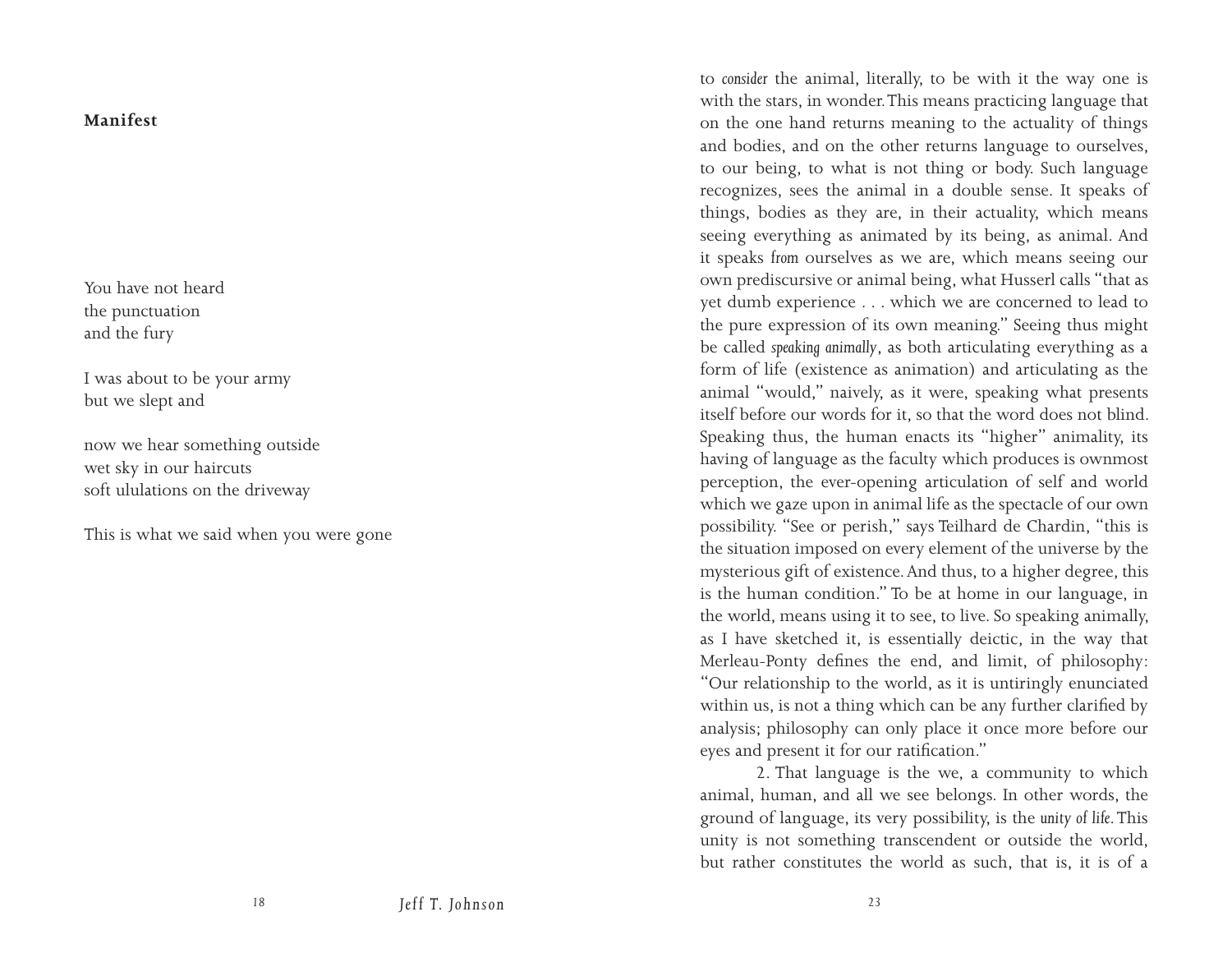**Manifest**

You have not heard  
the punctuation  
and the fury

I was about to be your army  
but we slept and

now we hear something outside  
wet sky in our haircuts  
soft ululations on the driveway

This is what we said when you were gone

to *consider* the animal, literally, to be with it the way one is with the stars, in wonder. This means practicing language that on the one hand returns meaning to the actuality of things and bodies, and on the other returns language to ourselves, to our being, to what is not thing or body. Such language recognizes, sees the animal in a double sense. It speaks of things, bodies as they are, in their actuality, which means seeing everything as animated by its being, as animal. And it speaks *from* ourselves as we are, which means seeing our own prediscursive or animal being, what Husserl calls "that as yet dumb experience . . . which we are concerned to lead to the pure expression of its own meaning." Seeing thus might be called *speaking animally*, as both articulating everything as a form of life (existence as animation) and articulating as the animal "would," naively, as it were, speaking what presents itself before our words for it, so that the word does not blind. Speaking thus, the human enacts its "higher" animality, its having of language as the faculty which produces is ownmost perception, the ever-opening articulation of self and world which we gaze upon in animal life as the spectacle of our own possibility. "See or perish," says Teilhard de Chardin, "this is the situation imposed on every element of the universe by the mysterious gift of existence. And thus, to a higher degree, this is the human condition." To be at home in our language, in the world, means using it to see, to live. So speaking animally, as I have sketched it, is essentially deictic, in the way that Merleau-Ponty defines the end, and limit, of philosophy: "Our relationship to the world, as it is untiringly enunciated within us, is not a thing which can be any further clarified by analysis; philosophy can only place it once more before our eyes and present it for our ratification."

2. That language is the we, a community to which animal, human, and all we see belongs. In other words, the ground of language, its very possibility, is the *unity of life*. This unity is not something transcendent or outside the world, but rather constitutes the world as such, that is, it is of a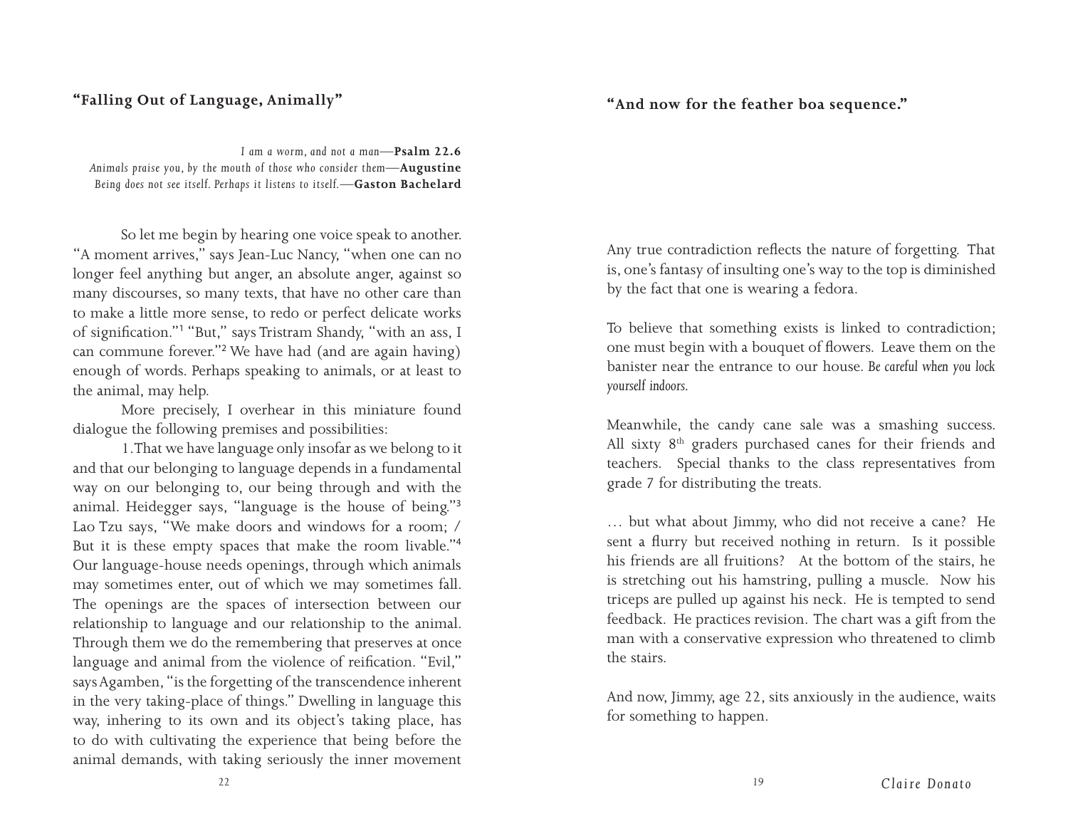## "Falling Out of Language, Animally"

*I am a worm, and not a man*—**Psalm 22.6**
*Animals praise you, by the mouth of those who consider them*—**Augustine**
*Being does not see itself. Perhaps it listens to itself.*—**Gaston Bachelard**

So let me begin by hearing one voice speak to another. "A moment arrives," says Jean-Luc Nancy, "when one can no longer feel anything but anger, an absolute anger, against so many discourses, so many texts, that have no other care than to make a little more sense, to redo or perfect delicate works of signification."[1] "But," says Tristram Shandy, "with an ass, I can commune forever."[2] We have had (and are again having) enough of words. Perhaps speaking to animals, or at least to the animal, may help.

More precisely, I overhear in this miniature found dialogue the following premises and possibilities:

1. That we have language only insofar as we belong to it and that our belonging to language depends in a fundamental way on our belonging to, our being through and with the animal. Heidegger says, "language is the house of being."[3] Lao Tzu says, "We make doors and windows for a room; / But it is these empty spaces that make the room livable."[4] Our language-house needs openings, through which animals may sometimes enter, out of which we may sometimes fall. The openings are the spaces of intersection between our relationship to language and our relationship to the animal. Through them we do the remembering that preserves at once language and animal from the violence of reification. "Evil," says Agamben, "is the forgetting of the transcendence inherent in the very taking-place of things." Dwelling in language this way, inhering to its own and its object's taking place, has to do with cultivating the experience that being before the animal demands, with taking seriously the inner movement

## "And now for the feather boa sequence."

Any true contradiction reflects the nature of forgetting. That is, one's fantasy of insulting one's way to the top is diminished by the fact that one is wearing a fedora.

To believe that something exists is linked to contradiction; one must begin with a bouquet of flowers. Leave them on the banister near the entrance to our house. *Be careful when you lock yourself indoors.*

Meanwhile, the candy cane sale was a smashing success. All sixty 8th graders purchased canes for their friends and teachers. Special thanks to the class representatives from grade 7 for distributing the treats.

… but what about Jimmy, who did not receive a cane? He sent a flurry but received nothing in return. Is it possible his friends are all fruitions? At the bottom of the stairs, he is stretching out his hamstring, pulling a muscle. Now his triceps are pulled up against his neck. He is tempted to send feedback. He practices revision. The chart was a gift from the man with a conservative expression who threatened to climb the stairs.

And now, Jimmy, age 22, sits anxiously in the audience, waits for something to happen.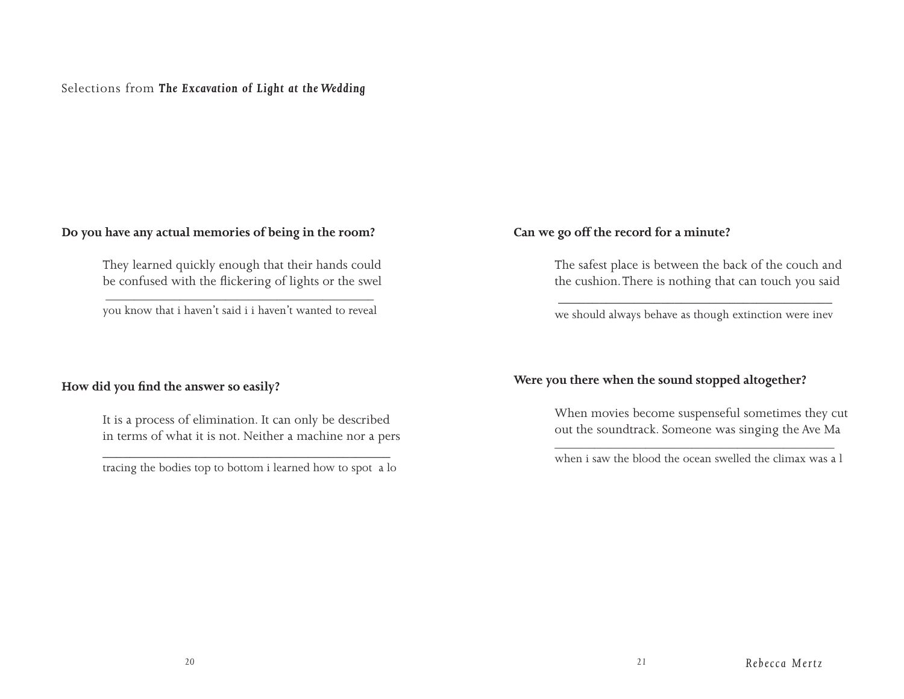Selections from ***The Excavation of Light at the Wedding***

**Do you have any actual memories of being in the room?**

They learned quickly enough that their hands could be confused with the flickering of lights or the swel

---

you know that i haven't said i i haven't wanted to reveal

**How did you find the answer so easily?**

It is a process of elimination. It can only be described in terms of what it is not. Neither a machine nor a pers

---

tracing the bodies top to bottom i learned how to spot a lo

**Can we go off the record for a minute?**

The safest place is between the back of the couch and the cushion. There is nothing that can touch you said

---

we should always behave as though extinction were inev

**Were you there when the sound stopped altogether?**

When movies become suspenseful sometimes they cut out the soundtrack. Someone was singing the Ave Ma

---

when i saw the blood the ocean swelled the climax was a l